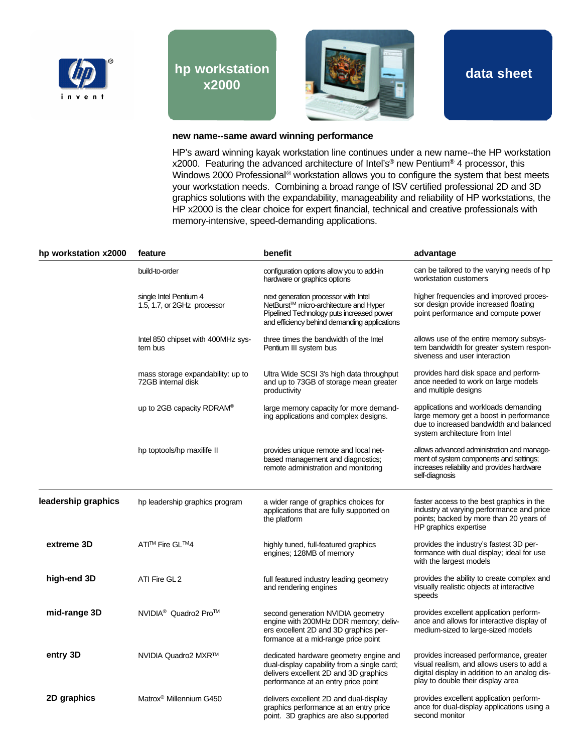# hp workstation x2000

## data sheet

### new name--same award winning performance

HP's award winning kayak workstation line continues under a new name--the HP workstation x2000. Featuring the advanced architecture of Intel's® new Pentium® 4 processor, this Windows 2000 Professional® workstation allows you to configure the system that best meets your workstation needs. Combining a broad range of ISV certified professional 2D and 3D graphics solutions with the expandability, manageability and reliability of HP workstations, the HP x2000 is the clear choice for expert financial, technical and creative professionals with memory-intensive, speed-demanding applications.

| hp workstation x2000 | feature | benefit | advantage |
|---|---|---|---|
| | build-to-order | configuration options allow you to add-in hardware or graphics options | can be tailored to the varying needs of hp workstation customers |
| | single Intel Pentium 4 1.5, 1.7, or 2GHz processor | next generation processor with Intel NetBurst™ micro-architecture and Hyper Pipelined Technology puts increased power and efficiency behind demanding applications | higher frequencies and improved processor design provide increased floating point performance and compute power |
| | Intel 850 chipset with 400MHz system bus | three times the bandwidth of the Intel Pentium III system bus | allows use of the entire memory subsystem bandwidth for greater system responsiveness and user interaction |
| | mass storage expandability: up to 72GB internal disk | Ultra Wide SCSI 3's high data throughput and up to 73GB of storage mean greater productivity | provides hard disk space and performance needed to work on large models and multiple designs |
| | up to 2GB capacity RDRAM® | large memory capacity for more demanding applications and complex designs. | applications and workloads demanding large memory get a boost in performance due to increased bandwidth and balanced system architecture from Intel |
| | hp toptools/hp maxilife II | provides unique remote and local net-based management and diagnostics; remote administration and monitoring | allows advanced administration and management of system components and settings; increases reliability and provides hardware self-diagnosis |
| **leadership graphics** | hp leadership graphics program | a wider range of graphics choices for applications that are fully supported on the platform | faster access to the best graphics in the industry at varying performance and price points; backed by more than 20 years of HP graphics expertise |
| **extreme 3D** | ATI™ Fire GL™4 | highly tuned, full-featured graphics engines; 128MB of memory | provides the industry's fastest 3D performance with dual display; ideal for use with the largest models |
| **high-end 3D** | ATI Fire GL 2 | full featured industry leading geometry and rendering engines | provides the ability to create complex and visually realistic objects at interactive speeds |
| **mid-range 3D** | NVIDIA® Quadro2 Pro™ | second generation NVIDIA geometry engine with 200MHz DDR memory; delivers excellent 2D and 3D graphics performance at a mid-range price point | provides excellent application performance and allows for interactive display of medium-sized to large-sized models |
| **entry 3D** | NVIDIA Quadro2 MXR™ | dedicated hardware geometry engine and dual-display capability from a single card; delivers excellent 2D and 3D graphics performance at an entry price point | provides increased performance, greater visual realism, and allows users to add a digital display in addition to an analog display to double their display area |
| **2D graphics** | Matrox® Millennium G450 | delivers excellent 2D and dual-display graphics performance at an entry price point. 3D graphics are also supported | provides excellent application performance for dual-display applications using a second monitor |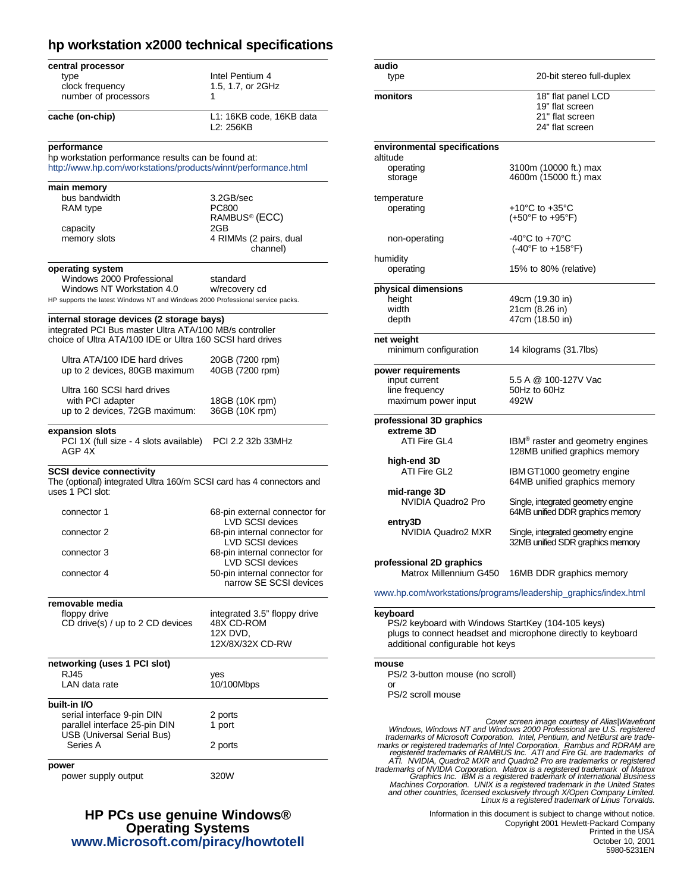# hp workstation x2000 technical specifications

**central processor**

| | |
|---|---|
| type | Intel Pentium 4 |
| clock frequency | 1.5, 1.7, or 2GHz |
| number of processors | 1 |

**cache (on-chip)** — L1: 16KB code, 16KB data; L2: 256KB

**performance**

hp workstation performance results can be found at:
http://www.hp.com/workstations/products/winnt/performance.html

**main memory**

| | |
|---|---|
| bus bandwidth | 3.2GB/sec |
| RAM type | PC800 RAMBUS® (ECC) |
| capacity | 2GB |
| memory slots | 4 RIMMs (2 pairs, dual channel) |

**operating system**

| | |
|---|---|
| Windows 2000 Professional | standard |
| Windows NT Workstation 4.0 | w/recovery cd |

HP supports the latest Windows NT and Windows 2000 Professional service packs.

**internal storage devices (2 storage bays)**

integrated PCI Bus master Ultra ATA/100 MB/s controller
choice of Ultra ATA/100 IDE or Ultra 160 SCSI hard drives

| | |
|---|---|
| Ultra ATA/100 IDE hard drives | 20GB (7200 rpm) |
| up to 2 devices, 80GB maximum | 40GB (7200 rpm) |
| Ultra 160 SCSI hard drives with PCI adapter | 18GB (10K rpm) |
| up to 2 devices, 72GB maximum: | 36GB (10K rpm) |

**expansion slots**

| | |
|---|---|
| PCI 1X (full size - 4 slots available) | PCI 2.2 32b 33MHz |
| AGP 4X | |

**SCSI device connectivity**

The (optional) integrated Ultra 160/m SCSI card has 4 connectors and uses 1 PCI slot:

| | |
|---|---|
| connector 1 | 68-pin external connector for LVD SCSI devices |
| connector 2 | 68-pin internal connector for LVD SCSI devices |
| connector 3 | 68-pin internal connector for LVD SCSI devices |
| connector 4 | 50-pin internal connector for narrow SE SCSI devices |

**removable media**

| | |
|---|---|
| floppy drive | integrated 3.5" floppy drive |
| CD drive(s) / up to 2 CD devices | 48X CD-ROM<br>12X DVD,<br>12X/8X/32X CD-RW |

**networking (uses 1 PCI slot)**

| | |
|---|---|
| RJ45 | yes |
| LAN data rate | 10/100Mbps |

**built-in I/O**

| | |
|---|---|
| serial interface 9-pin DIN | 2 ports |
| parallel interface 25-pin DIN | 1 port |
| USB (Universal Serial Bus) Series A | 2 ports |

**power**

| | |
|---|---|
| power supply output | 320W |

**HP PCs use genuine Windows® Operating Systems**
**www.Microsoft.com/piracy/howtotell**

**audio**

| | |
|---|---|
| type | 20-bit stereo full-duplex |

**monitors** — 18" flat panel LCD; 19" flat screen; 21" flat screen; 24" flat screen

**environmental specifications**

| | |
|---|---|
| altitude | |
| operating | 3100m (10000 ft.) max |
| storage | 4600m (15000 ft.) max |
| temperature | |
| operating | +10°C to +35°C (+50°F to +95°F) |
| non-operating | -40°C to +70°C (-40°F to +158°F) |
| humidity | |
| operating | 15% to 80% (relative) |

**physical dimensions**

| | |
|---|---|
| height | 49cm (19.30 in) |
| width | 21cm (8.26 in) |
| depth | 47cm (18.50 in) |

**net weight**

| | |
|---|---|
| minimum configuration | 14 kilograms (31.7lbs) |

**power requirements**

| | |
|---|---|
| input current | 5.5 A @ 100-127V Vac |
| line frequency | 50Hz to 60Hz |
| maximum power input | 492W |

**professional 3D graphics**

| | |
|---|---|
| **extreme 3D** | |
| ATI Fire GL4 | IBM® raster and geometry engines<br>128MB unified graphics memory |
| **high-end 3D** | |
| ATI Fire GL2 | IBM GT1000 geometry engine<br>64MB unified graphics memory |
| **mid-range 3D** | |
| NVIDIA Quadro2 Pro | Single, integrated geometry engine<br>64MB unified DDR graphics memory |
| **entry3D** | |
| NVIDIA Quadro2 MXR | Single, integrated geometry engine<br>32MB unified SDR graphics memory |

**professional 2D graphics**

| | |
|---|---|
| Matrox Millennium G450 | 16MB DDR graphics memory |

www.hp.com/workstations/programs/leadership_graphics/index.html

**keyboard**

PS/2 keyboard with Windows StartKey (104-105 keys)
plugs to connect headset and microphone directly to keyboard
additional configurable hot keys

**mouse**

PS/2 3-button mouse (no scroll)
or
PS/2 scroll mouse

*Cover screen image courtesy of Alias|Wavefront*
*Windows, Windows NT and Windows 2000 Professional are U.S. registered trademarks of Microsoft Corporation. Intel, Pentium, and NetBurst are trademarks or registered trademarks of Intel Corporation. Rambus and RDRAM are registered trademarks of RAMBUS Inc. ATI and Fire GL are trademarks of ATI. NVIDIA, Quadro2 MXR and Quadro2 Pro are trademarks or registered trademarks of NVIDIA Corporation. Matrox is a registered trademark of Matrox Graphics Inc. IBM is a registered trademark of International Business Machines Corporation. UNIX is a registered trademark in the United States and other countries, licensed exclusively through X/Open Company Limited. Linux is a registered trademark of Linus Torvalds.*

Information in this document is subject to change without notice.
Copyright 2001 Hewlett-Packard Company
Printed in the USA
October 10, 2001
5980-5231EN